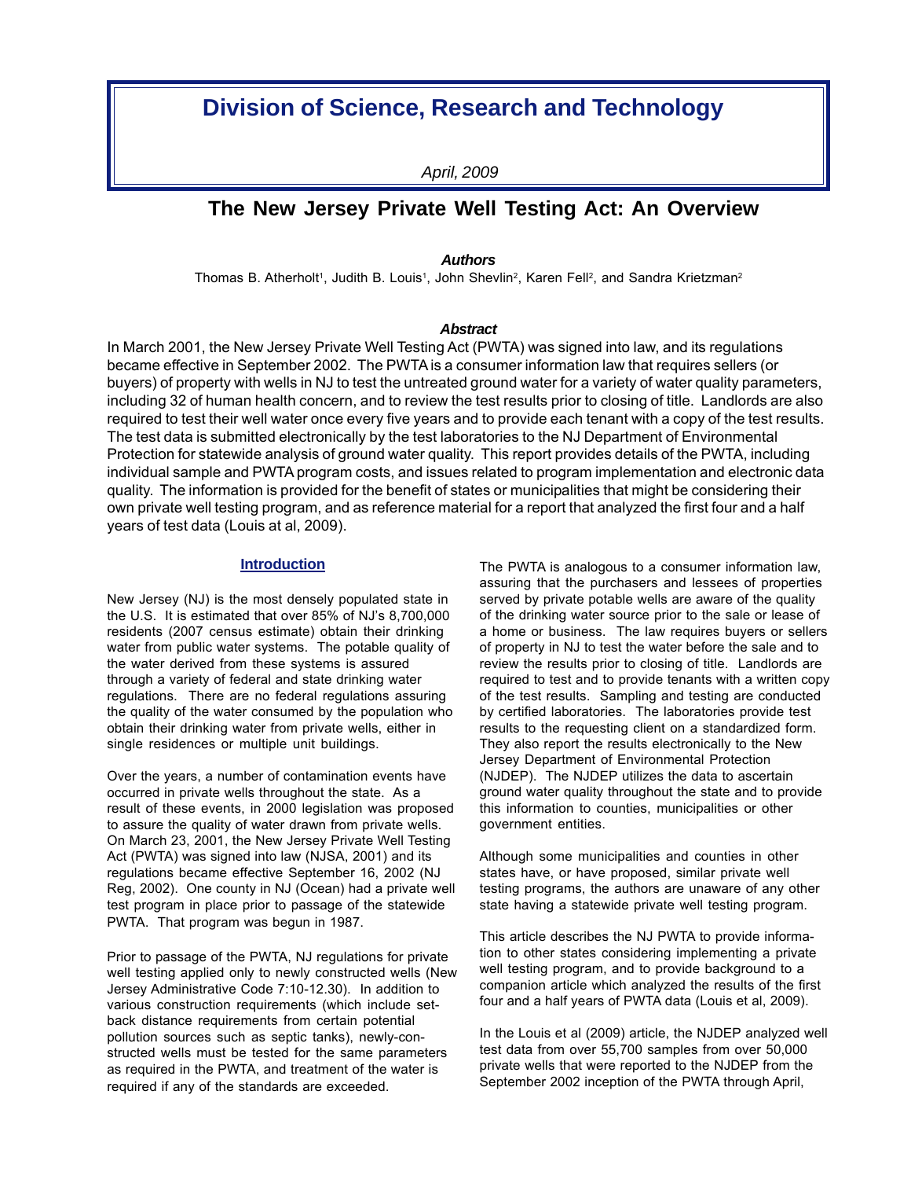# Division of Science, Research and Technology

*April, 2009*

## The New Jersey Private Well Testing Act: An Overview

***Authors***

Thomas B. Atherholt[1], Judith B. Louis[1], John Shevlin[2], Karen Fell[2], and Sandra Krietzman[2]

***Abstract***

In March 2001, the New Jersey Private Well Testing Act (PWTA) was signed into law, and its regulations became effective in September 2002. The PWTA is a consumer information law that requires sellers (or buyers) of property with wells in NJ to test the untreated ground water for a variety of water quality parameters, including 32 of human health concern, and to review the test results prior to closing of title. Landlords are also required to test their well water once every five years and to provide each tenant with a copy of the test results. The test data is submitted electronically by the test laboratories to the NJ Department of Environmental Protection for statewide analysis of ground water quality. This report provides details of the PWTA, including individual sample and PWTA program costs, and issues related to program implementation and electronic data quality. The information is provided for the benefit of states or municipalities that might be considering their own private well testing program, and as reference material for a report that analyzed the first four and a half years of test data (Louis at al, 2009).

### Introduction

New Jersey (NJ) is the most densely populated state in the U.S. It is estimated that over 85% of NJ's 8,700,000 residents (2007 census estimate) obtain their drinking water from public water systems. The potable quality of the water derived from these systems is assured through a variety of federal and state drinking water regulations. There are no federal regulations assuring the quality of the water consumed by the population who obtain their drinking water from private wells, either in single residences or multiple unit buildings.

Over the years, a number of contamination events have occurred in private wells throughout the state. As a result of these events, in 2000 legislation was proposed to assure the quality of water drawn from private wells. On March 23, 2001, the New Jersey Private Well Testing Act (PWTA) was signed into law (NJSA, 2001) and its regulations became effective September 16, 2002 (NJ Reg, 2002). One county in NJ (Ocean) had a private well test program in place prior to passage of the statewide PWTA. That program was begun in 1987.

Prior to passage of the PWTA, NJ regulations for private well testing applied only to newly constructed wells (New Jersey Administrative Code 7:10-12.30). In addition to various construction requirements (which include set-back distance requirements from certain potential pollution sources such as septic tanks), newly-constructed wells must be tested for the same parameters as required in the PWTA, and treatment of the water is required if any of the standards are exceeded.

The PWTA is analogous to a consumer information law, assuring that the purchasers and lessees of properties served by private potable wells are aware of the quality of the drinking water source prior to the sale or lease of a home or business. The law requires buyers or sellers of property in NJ to test the water before the sale and to review the results prior to closing of title. Landlords are required to test and to provide tenants with a written copy of the test results. Sampling and testing are conducted by certified laboratories. The laboratories provide test results to the requesting client on a standardized form. They also report the results electronically to the New Jersey Department of Environmental Protection (NJDEP). The NJDEP utilizes the data to ascertain ground water quality throughout the state and to provide this information to counties, municipalities or other government entities.

Although some municipalities and counties in other states have, or have proposed, similar private well testing programs, the authors are unaware of any other state having a statewide private well testing program.

This article describes the NJ PWTA to provide information to other states considering implementing a private well testing program, and to provide background to a companion article which analyzed the results of the first four and a half years of PWTA data (Louis et al, 2009).

In the Louis et al (2009) article, the NJDEP analyzed well test data from over 55,700 samples from over 50,000 private wells that were reported to the NJDEP from the September 2002 inception of the PWTA through April,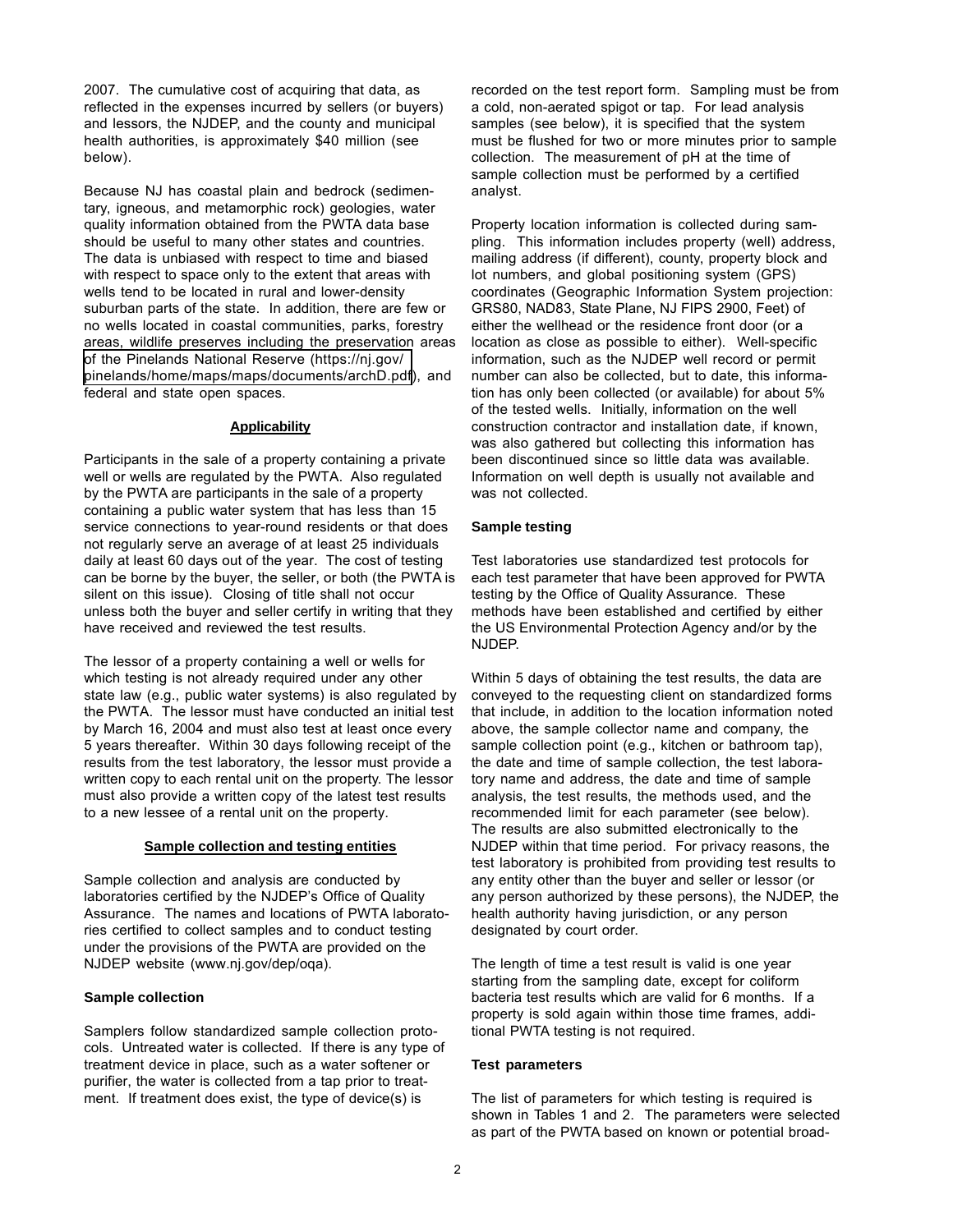2007. The cumulative cost of acquiring that data, as reflected in the expenses incurred by sellers (or buyers) and lessors, the NJDEP, and the county and municipal health authorities, is approximately $40 million (see below).

Because NJ has coastal plain and bedrock (sedimentary, igneous, and metamorphic rock) geologies, water quality information obtained from the PWTA data base should be useful to many other states and countries. The data is unbiased with respect to time and biased with respect to space only to the extent that areas with wells tend to be located in rural and lower-density suburban parts of the state. In addition, there are few or no wells located in coastal communities, parks, forestry areas, wildlife preserves including the preservation areas of the Pinelands National Reserve (https://nj.gov/pinelands/home/maps/maps/documents/archD.pdf), and federal and state open spaces.

## Applicability

Participants in the sale of a property containing a private well or wells are regulated by the PWTA. Also regulated by the PWTA are participants in the sale of a property containing a public water system that has less than 15 service connections to year-round residents or that does not regularly serve an average of at least 25 individuals daily at least 60 days out of the year. The cost of testing can be borne by the buyer, the seller, or both (the PWTA is silent on this issue). Closing of title shall not occur unless both the buyer and seller certify in writing that they have received and reviewed the test results.

The lessor of a property containing a well or wells for which testing is not already required under any other state law (e.g., public water systems) is also regulated by the PWTA. The lessor must have conducted an initial test by March 16, 2004 and must also test at least once every 5 years thereafter. Within 30 days following receipt of the results from the test laboratory, the lessor must provide a written copy to each rental unit on the property. The lessor must also provide a written copy of the latest test results to a new lessee of a rental unit on the property.

## Sample collection and testing entities

Sample collection and analysis are conducted by laboratories certified by the NJDEP's Office of Quality Assurance. The names and locations of PWTA laboratories certified to collect samples and to conduct testing under the provisions of the PWTA are provided on the NJDEP website (www.nj.gov/dep/oqa).

### Sample collection

Samplers follow standardized sample collection protocols. Untreated water is collected. If there is any type of treatment device in place, such as a water softener or purifier, the water is collected from a tap prior to treatment. If treatment does exist, the type of device(s) is recorded on the test report form. Sampling must be from a cold, non-aerated spigot or tap. For lead analysis samples (see below), it is specified that the system must be flushed for two or more minutes prior to sample collection. The measurement of pH at the time of sample collection must be performed by a certified analyst.

Property location information is collected during sampling. This information includes property (well) address, mailing address (if different), county, property block and lot numbers, and global positioning system (GPS) coordinates (Geographic Information System projection: GRS80, NAD83, State Plane, NJ FIPS 2900, Feet) of either the wellhead or the residence front door (or a location as close as possible to either). Well-specific information, such as the NJDEP well record or permit number can also be collected, but to date, this information has only been collected (or available) for about 5% of the tested wells. Initially, information on the well construction contractor and installation date, if known, was also gathered but collecting this information has been discontinued since so little data was available. Information on well depth is usually not available and was not collected.

### Sample testing

Test laboratories use standardized test protocols for each test parameter that have been approved for PWTA testing by the Office of Quality Assurance. These methods have been established and certified by either the US Environmental Protection Agency and/or by the NJDEP.

Within 5 days of obtaining the test results, the data are conveyed to the requesting client on standardized forms that include, in addition to the location information noted above, the sample collector name and company, the sample collection point (e.g., kitchen or bathroom tap), the date and time of sample collection, the test laboratory name and address, the date and time of sample analysis, the test results, the methods used, and the recommended limit for each parameter (see below). The results are also submitted electronically to the NJDEP within that time period. For privacy reasons, the test laboratory is prohibited from providing test results to any entity other than the buyer and seller or lessor (or any person authorized by these persons), the NJDEP, the health authority having jurisdiction, or any person designated by court order.

The length of time a test result is valid is one year starting from the sampling date, except for coliform bacteria test results which are valid for 6 months. If a property is sold again within those time frames, additional PWTA testing is not required.

### Test parameters

The list of parameters for which testing is required is shown in Tables 1 and 2. The parameters were selected as part of the PWTA based on known or potential broad-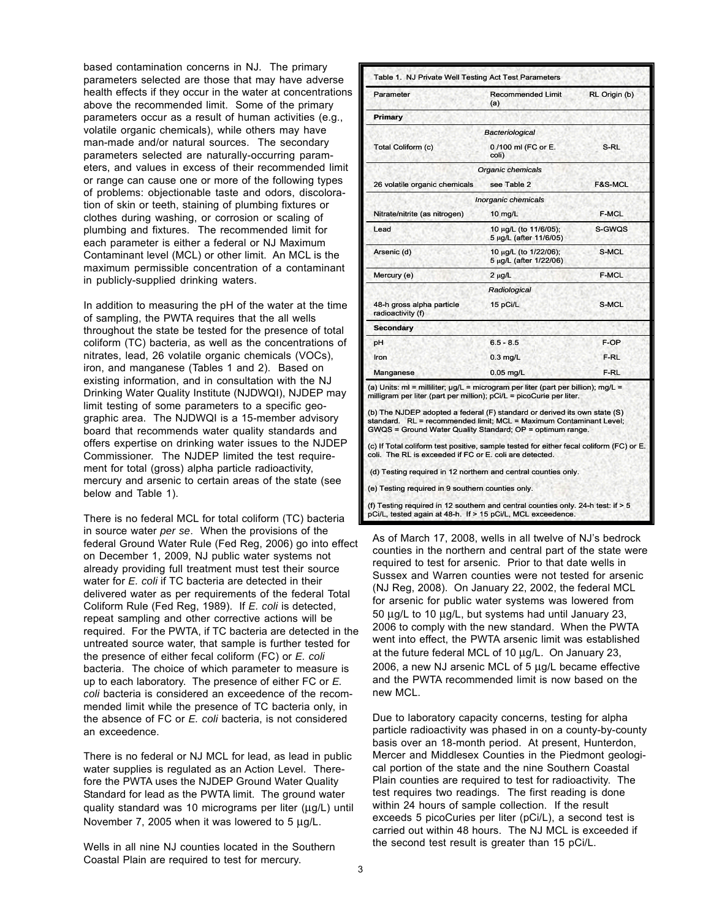based contamination concerns in NJ. The primary parameters selected are those that may have adverse health effects if they occur in the water at concentrations above the recommended limit. Some of the primary parameters occur as a result of human activities (e.g., volatile organic chemicals), while others may have man-made and/or natural sources. The secondary parameters selected are naturally-occurring parameters, and values in excess of their recommended limit or range can cause one or more of the following types of problems: objectionable taste and odors, discoloration of skin or teeth, staining of plumbing fixtures or clothes during washing, or corrosion or scaling of plumbing and fixtures. The recommended limit for each parameter is either a federal or NJ Maximum Contaminant level (MCL) or other limit. An MCL is the maximum permissible concentration of a contaminant in publicly-supplied drinking waters.

In addition to measuring the pH of the water at the time of sampling, the PWTA requires that the all wells throughout the state be tested for the presence of total coliform (TC) bacteria, as well as the concentrations of nitrates, lead, 26 volatile organic chemicals (VOCs), iron, and manganese (Tables 1 and 2). Based on existing information, and in consultation with the NJ Drinking Water Quality Institute (NJDWQI), NJDEP may limit testing of some parameters to a specific geographic area. The NJDWQI is a 15-member advisory board that recommends water quality standards and offers expertise on drinking water issues to the NJDEP Commissioner. The NJDEP limited the test requirement for total (gross) alpha particle radioactivity, mercury and arsenic to certain areas of the state (see below and Table 1).

There is no federal MCL for total coliform (TC) bacteria in source water *per se*. When the provisions of the federal Ground Water Rule (Fed Reg, 2006) go into effect on December 1, 2009, NJ public water systems not already providing full treatment must test their source water for *E. coli* if TC bacteria are detected in their delivered water as per requirements of the federal Total Coliform Rule (Fed Reg, 1989). If *E. coli* is detected, repeat sampling and other corrective actions will be required. For the PWTA, if TC bacteria are detected in the untreated source water, that sample is further tested for the presence of either fecal coliform (FC) or *E. coli* bacteria. The choice of which parameter to measure is up to each laboratory. The presence of either FC or *E. coli* bacteria is considered an exceedence of the recommended limit while the presence of TC bacteria only, in the absence of FC or *E. coli* bacteria, is not considered an exceedence.

There is no federal or NJ MCL for lead, as lead in public water supplies is regulated as an Action Level. Therefore the PWTA uses the NJDEP Ground Water Quality Standard for lead as the PWTA limit. The ground water quality standard was 10 micrograms per liter (µg/L) until November 7, 2005 when it was lowered to 5 µg/L.

Wells in all nine NJ counties located in the Southern Coastal Plain are required to test for mercury.

Table 1. NJ Private Well Testing Act Test Parameters

| Parameter | Recommended Limit (a) | RL Origin (b) |
|---|---|---|
| **Primary** | | |
| | *Bacteriological* | |
| Total Coliform (c) | 0 /100 ml (FC or E. coli) | S-RL |
| | *Organic chemicals* | |
| 26 volatile organic chemicals | see Table 2 | F&S-MCL |
| | *Inorganic chemicals* | |
| Nitrate/nitrite (as nitrogen) | 10 mg/L | F-MCL |
| Lead | 10 µg/L (to 11/6/05); 5 µg/L (after 11/6/05) | S-GWQS |
| Arsenic (d) | 10 µg/L (to 1/22/06); 5 µg/L (after 1/22/06) | S-MCL |
| Mercury (e) | 2 µg/L | F-MCL |
| | *Radiological* | |
| 48-h gross alpha particle radioactivity (f) | 15 pCi/L | S-MCL |
| **Secondary** | | |
| pH | 6.5 - 8.5 | F-OP |
| Iron | 0.3 mg/L | F-RL |
| Manganese | 0.05 mg/L | F-RL |

(a) Units: ml = milliliter; µg/L = microgram per liter (part per billion); mg/L = milligram per liter (part per million); pCi/L = picoCurie per liter.

(b) The NJDEP adopted a federal (F) standard or derived its own state (S) standard. RL = recommended limit; MCL = Maximum Contaminant Level; GWQS = Ground Water Quality Standard; OP = optimum range.

(c) If Total coliform test positive, sample tested for either fecal coliform (FC) or E. coli. The RL is exceeded if FC or E. coli are detected.

(d) Testing required in 12 northern and central counties only.

(e) Testing required in 9 southern counties only.

(f) Testing required in 12 southern and central counties only. 24-h test: if > 5 pCi/L, tested again at 48-h. If > 15 pCi/L, MCL exceedence.

As of March 17, 2008, wells in all twelve of NJ's bedrock counties in the northern and central part of the state were required to test for arsenic. Prior to that date wells in Sussex and Warren counties were not tested for arsenic (NJ Reg, 2008). On January 22, 2002, the federal MCL for arsenic for public water systems was lowered from 50 µg/L to 10 µg/L, but systems had until January 23, 2006 to comply with the new standard. When the PWTA went into effect, the PWTA arsenic limit was established at the future federal MCL of 10 µg/L. On January 23, 2006, a new NJ arsenic MCL of 5 µg/L became effective and the PWTA recommended limit is now based on the new MCL.

Due to laboratory capacity concerns, testing for alpha particle radioactivity was phased in on a county-by-county basis over an 18-month period. At present, Hunterdon, Mercer and Middlesex Counties in the Piedmont geological portion of the state and the nine Southern Coastal Plain counties are required to test for radioactivity. The test requires two readings. The first reading is done within 24 hours of sample collection. If the result exceeds 5 picoCuries per liter (pCi/L), a second test is carried out within 48 hours. The NJ MCL is exceeded if the second test result is greater than 15 pCi/L.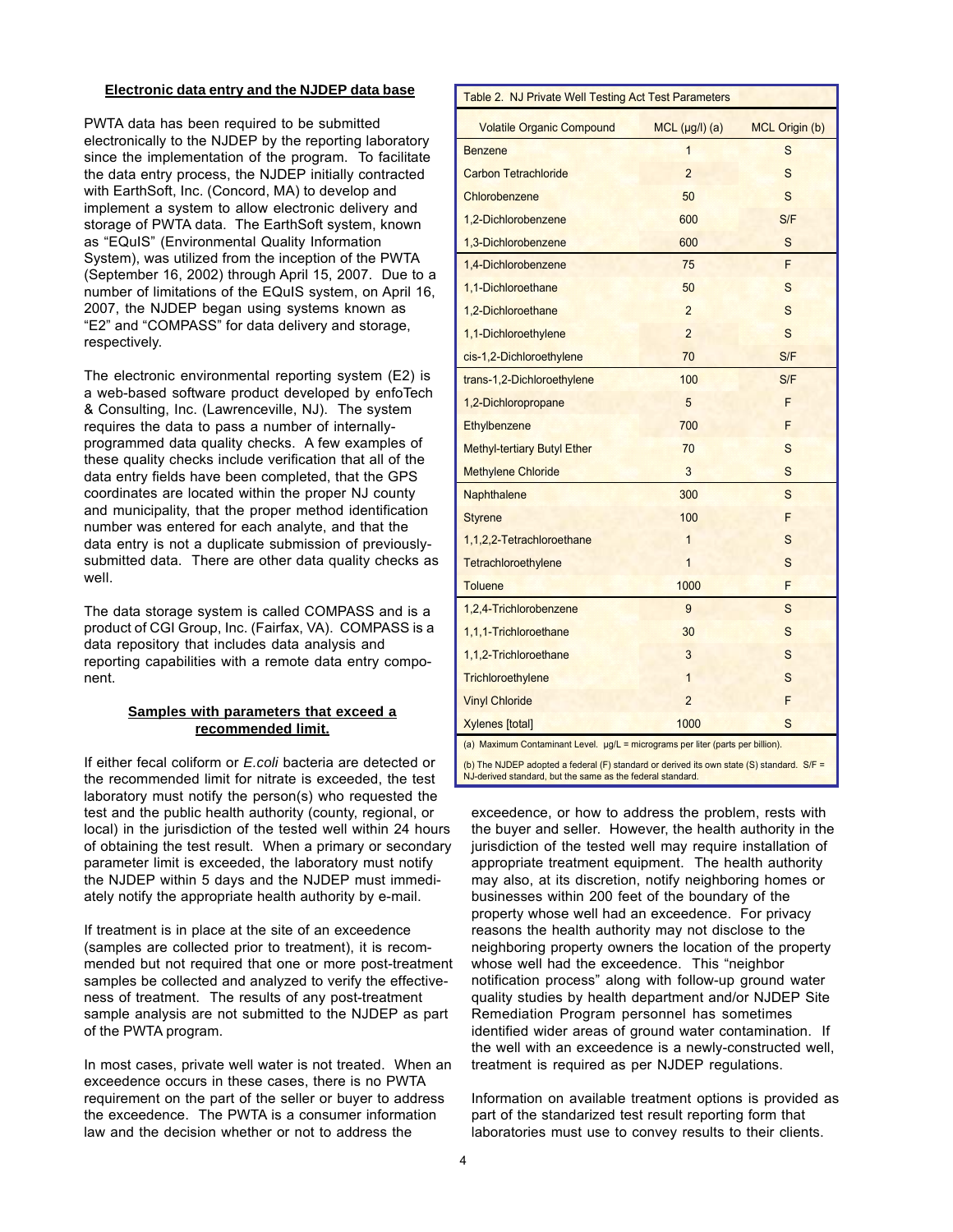### Electronic data entry and the NJDEP data base

PWTA data has been required to be submitted electronically to the NJDEP by the reporting laboratory since the implementation of the program. To facilitate the data entry process, the NJDEP initially contracted with EarthSoft, Inc. (Concord, MA) to develop and implement a system to allow electronic delivery and storage of PWTA data. The EarthSoft system, known as "EQuIS" (Environmental Quality Information System), was utilized from the inception of the PWTA (September 16, 2002) through April 15, 2007. Due to a number of limitations of the EQuIS system, on April 16, 2007, the NJDEP began using systems known as "E2" and "COMPASS" for data delivery and storage, respectively.

The electronic environmental reporting system (E2) is a web-based software product developed by enfoTech & Consulting, Inc. (Lawrenceville, NJ). The system requires the data to pass a number of internally-programmed data quality checks. A few examples of these quality checks include verification that all of the data entry fields have been completed, that the GPS coordinates are located within the proper NJ county and municipality, that the proper method identification number was entered for each analyte, and that the data entry is not a duplicate submission of previously-submitted data. There are other data quality checks as well.

The data storage system is called COMPASS and is a product of CGI Group, Inc. (Fairfax, VA). COMPASS is a data repository that includes data analysis and reporting capabilities with a remote data entry component.

### Samples with parameters that exceed a recommended limit.

If either fecal coliform or *E.coli* bacteria are detected or the recommended limit for nitrate is exceeded, the test laboratory must notify the person(s) who requested the test and the public health authority (county, regional, or local) in the jurisdiction of the tested well within 24 hours of obtaining the test result. When a primary or secondary parameter limit is exceeded, the laboratory must notify the NJDEP within 5 days and the NJDEP must immediately notify the appropriate health authority by e-mail.

If treatment is in place at the site of an exceedence (samples are collected prior to treatment), it is recommended but not required that one or more post-treatment samples be collected and analyzed to verify the effectiveness of treatment. The results of any post-treatment sample analysis are not submitted to the NJDEP as part of the PWTA program.

In most cases, private well water is not treated. When an exceedence occurs in these cases, there is no PWTA requirement on the part of the seller or buyer to address the exceedence. The PWTA is a consumer information law and the decision whether or not to address the exceedence, or how to address the problem, rests with the buyer and seller. However, the health authority in the jurisdiction of the tested well may require installation of appropriate treatment equipment. The health authority may also, at its discretion, notify neighboring homes or businesses within 200 feet of the boundary of the property whose well had an exceedence. For privacy reasons the health authority may not disclose to the neighboring property owners the location of the property whose well had the exceedence. This "neighbor notification process" along with follow-up ground water quality studies by health department and/or NJDEP Site Remediation Program personnel has sometimes identified wider areas of ground water contamination. If the well with an exceedence is a newly-constructed well, treatment is required as per NJDEP regulations.

Information on available treatment options is provided as part of the standarized test result reporting form that laboratories must use to convey results to their clients.

Table 2. NJ Private Well Testing Act Test Parameters

| Volatile Organic Compound | MCL (µg/l) (a) | MCL Origin (b) |
|---|---|---|
| Benzene | 1 | S |
| Carbon Tetrachloride | 2 | S |
| Chlorobenzene | 50 | S |
| 1,2-Dichlorobenzene | 600 | S/F |
| 1,3-Dichlorobenzene | 600 | S |
| 1,4-Dichlorobenzene | 75 | F |
| 1,1-Dichloroethane | 50 | S |
| 1,2-Dichloroethane | 2 | S |
| 1,1-Dichloroethylene | 2 | S |
| cis-1,2-Dichloroethylene | 70 | S/F |
| trans-1,2-Dichloroethylene | 100 | S/F |
| 1,2-Dichloropropane | 5 | F |
| Ethylbenzene | 700 | F |
| Methyl-tertiary Butyl Ether | 70 | S |
| Methylene Chloride | 3 | S |
| Naphthalene | 300 | S |
| Styrene | 100 | F |
| 1,1,2,2-Tetrachloroethane | 1 | S |
| Tetrachloroethylene | 1 | S |
| Toluene | 1000 | F |
| 1,2,4-Trichlorobenzene | 9 | S |
| 1,1,1-Trichloroethane | 30 | S |
| 1,1,2-Trichloroethane | 3 | S |
| Trichloroethylene | 1 | S |
| Vinyl Chloride | 2 | F |
| Xylenes [total] | 1000 | S |

(a) Maximum Contaminant Level. µg/L = micrograms per liter (parts per billion).

(b) The NJDEP adopted a federal (F) standard or derived its own state (S) standard. S/F = NJ-derived standard, but the same as the federal standard.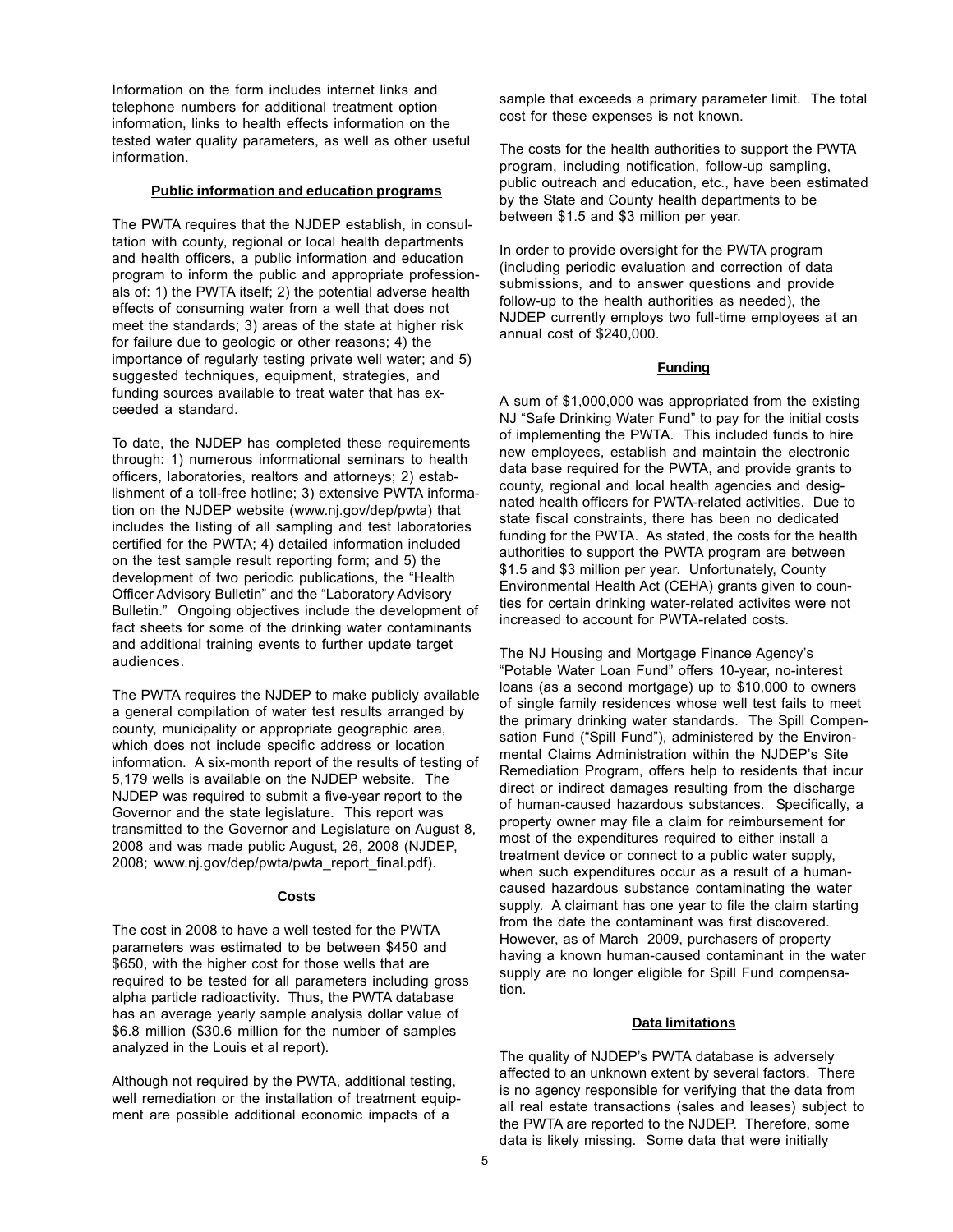Information on the form includes internet links and telephone numbers for additional treatment option information, links to health effects information on the tested water quality parameters, as well as other useful information.

### Public information and education programs

The PWTA requires that the NJDEP establish, in consultation with county, regional or local health departments and health officers, a public information and education program to inform the public and appropriate professionals of: 1) the PWTA itself; 2) the potential adverse health effects of consuming water from a well that does not meet the standards; 3) areas of the state at higher risk for failure due to geologic or other reasons; 4) the importance of regularly testing private well water; and 5) suggested techniques, equipment, strategies, and funding sources available to treat water that has exceeded a standard.

To date, the NJDEP has completed these requirements through: 1) numerous informational seminars to health officers, laboratories, realtors and attorneys; 2) establishment of a toll-free hotline; 3) extensive PWTA information on the NJDEP website (www.nj.gov/dep/pwta) that includes the listing of all sampling and test laboratories certified for the PWTA; 4) detailed information included on the test sample result reporting form; and 5) the development of two periodic publications, the "Health Officer Advisory Bulletin" and the "Laboratory Advisory Bulletin." Ongoing objectives include the development of fact sheets for some of the drinking water contaminants and additional training events to further update target audiences.

The PWTA requires the NJDEP to make publicly available a general compilation of water test results arranged by county, municipality or appropriate geographic area, which does not include specific address or location information. A six-month report of the results of testing of 5,179 wells is available on the NJDEP website. The NJDEP was required to submit a five-year report to the Governor and the state legislature. This report was transmitted to the Governor and Legislature on August 8, 2008 and was made public August, 26, 2008 (NJDEP, 2008; www.nj.gov/dep/pwta/pwta_report_final.pdf).

### Costs

The cost in 2008 to have a well tested for the PWTA parameters was estimated to be between $450 and $650, with the higher cost for those wells that are required to be tested for all parameters including gross alpha particle radioactivity. Thus, the PWTA database has an average yearly sample analysis dollar value of $6.8 million ($30.6 million for the number of samples analyzed in the Louis et al report).

Although not required by the PWTA, additional testing, well remediation or the installation of treatment equipment are possible additional economic impacts of a sample that exceeds a primary parameter limit. The total cost for these expenses is not known.

The costs for the health authorities to support the PWTA program, including notification, follow-up sampling, public outreach and education, etc., have been estimated by the State and County health departments to be between $1.5 and $3 million per year.

In order to provide oversight for the PWTA program (including periodic evaluation and correction of data submissions, and to answer questions and provide follow-up to the health authorities as needed), the NJDEP currently employs two full-time employees at an annual cost of $240,000.

### Funding

A sum of $1,000,000 was appropriated from the existing NJ "Safe Drinking Water Fund" to pay for the initial costs of implementing the PWTA. This included funds to hire new employees, establish and maintain the electronic data base required for the PWTA, and provide grants to county, regional and local health agencies and designated health officers for PWTA-related activities. Due to state fiscal constraints, there has been no dedicated funding for the PWTA. As stated, the costs for the health authorities to support the PWTA program are between $1.5 and $3 million per year. Unfortunately, County Environmental Health Act (CEHA) grants given to counties for certain drinking water-related activites were not increased to account for PWTA-related costs.

The NJ Housing and Mortgage Finance Agency's "Potable Water Loan Fund" offers 10-year, no-interest loans (as a second mortgage) up to $10,000 to owners of single family residences whose well test fails to meet the primary drinking water standards. The Spill Compensation Fund ("Spill Fund"), administered by the Environmental Claims Administration within the NJDEP's Site Remediation Program, offers help to residents that incur direct or indirect damages resulting from the discharge of human-caused hazardous substances. Specifically, a property owner may file a claim for reimbursement for most of the expenditures required to either install a treatment device or connect to a public water supply, when such expenditures occur as a result of a human-caused hazardous substance contaminating the water supply. A claimant has one year to file the claim starting from the date the contaminant was first discovered. However, as of March 2009, purchasers of property having a known human-caused contaminant in the water supply are no longer eligible for Spill Fund compensation.

### Data limitations

The quality of NJDEP's PWTA database is adversely affected to an unknown extent by several factors. There is no agency responsible for verifying that the data from all real estate transactions (sales and leases) subject to the PWTA are reported to the NJDEP. Therefore, some data is likely missing. Some data that were initially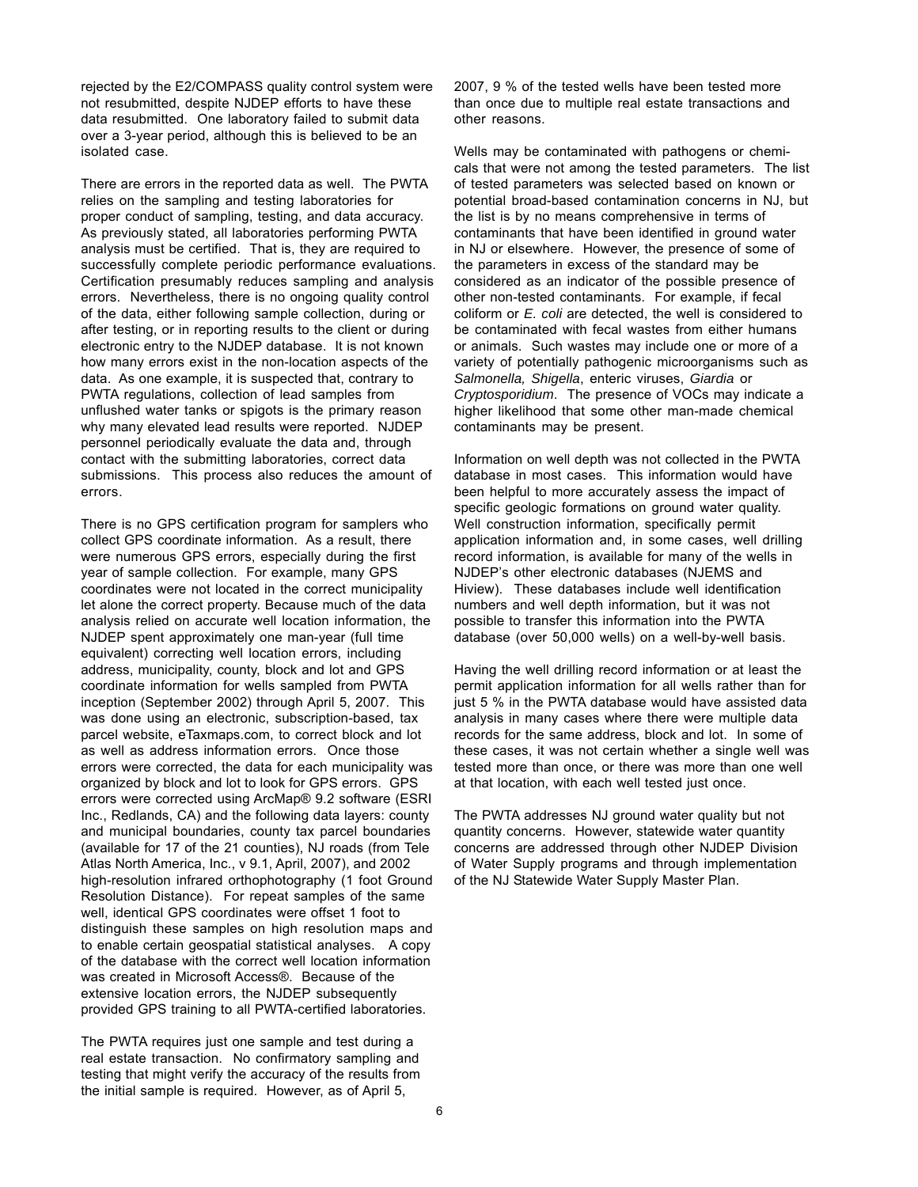rejected by the E2/COMPASS quality control system were not resubmitted, despite NJDEP efforts to have these data resubmitted. One laboratory failed to submit data over a 3-year period, although this is believed to be an isolated case.

There are errors in the reported data as well. The PWTA relies on the sampling and testing laboratories for proper conduct of sampling, testing, and data accuracy. As previously stated, all laboratories performing PWTA analysis must be certified. That is, they are required to successfully complete periodic performance evaluations. Certification presumably reduces sampling and analysis errors. Nevertheless, there is no ongoing quality control of the data, either following sample collection, during or after testing, or in reporting results to the client or during electronic entry to the NJDEP database. It is not known how many errors exist in the non-location aspects of the data. As one example, it is suspected that, contrary to PWTA regulations, collection of lead samples from unflushed water tanks or spigots is the primary reason why many elevated lead results were reported. NJDEP personnel periodically evaluate the data and, through contact with the submitting laboratories, correct data submissions. This process also reduces the amount of errors.

There is no GPS certification program for samplers who collect GPS coordinate information. As a result, there were numerous GPS errors, especially during the first year of sample collection. For example, many GPS coordinates were not located in the correct municipality let alone the correct property. Because much of the data analysis relied on accurate well location information, the NJDEP spent approximately one man-year (full time equivalent) correcting well location errors, including address, municipality, county, block and lot and GPS coordinate information for wells sampled from PWTA inception (September 2002) through April 5, 2007. This was done using an electronic, subscription-based, tax parcel website, eTaxmaps.com, to correct block and lot as well as address information errors. Once those errors were corrected, the data for each municipality was organized by block and lot to look for GPS errors. GPS errors were corrected using ArcMap® 9.2 software (ESRI Inc., Redlands, CA) and the following data layers: county and municipal boundaries, county tax parcel boundaries (available for 17 of the 21 counties), NJ roads (from Tele Atlas North America, Inc., v 9.1, April, 2007), and 2002 high-resolution infrared orthophotography (1 foot Ground Resolution Distance). For repeat samples of the same well, identical GPS coordinates were offset 1 foot to distinguish these samples on high resolution maps and to enable certain geospatial statistical analyses. A copy of the database with the correct well location information was created in Microsoft Access®. Because of the extensive location errors, the NJDEP subsequently provided GPS training to all PWTA-certified laboratories.

The PWTA requires just one sample and test during a real estate transaction. No confirmatory sampling and testing that might verify the accuracy of the results from the initial sample is required. However, as of April 5, 2007, 9 % of the tested wells have been tested more than once due to multiple real estate transactions and other reasons.

Wells may be contaminated with pathogens or chemicals that were not among the tested parameters. The list of tested parameters was selected based on known or potential broad-based contamination concerns in NJ, but the list is by no means comprehensive in terms of contaminants that have been identified in ground water in NJ or elsewhere. However, the presence of some of the parameters in excess of the standard may be considered as an indicator of the possible presence of other non-tested contaminants. For example, if fecal coliform or *E. coli* are detected, the well is considered to be contaminated with fecal wastes from either humans or animals. Such wastes may include one or more of a variety of potentially pathogenic microorganisms such as *Salmonella, Shigella*, enteric viruses, *Giardia* or *Cryptosporidium*. The presence of VOCs may indicate a higher likelihood that some other man-made chemical contaminants may be present.

Information on well depth was not collected in the PWTA database in most cases. This information would have been helpful to more accurately assess the impact of specific geologic formations on ground water quality. Well construction information, specifically permit application information and, in some cases, well drilling record information, is available for many of the wells in NJDEP's other electronic databases (NJEMS and Hiview). These databases include well identification numbers and well depth information, but it was not possible to transfer this information into the PWTA database (over 50,000 wells) on a well-by-well basis.

Having the well drilling record information or at least the permit application information for all wells rather than for just 5 % in the PWTA database would have assisted data analysis in many cases where there were multiple data records for the same address, block and lot. In some of these cases, it was not certain whether a single well was tested more than once, or there was more than one well at that location, with each well tested just once.

The PWTA addresses NJ ground water quality but not quantity concerns. However, statewide water quantity concerns are addressed through other NJDEP Division of Water Supply programs and through implementation of the NJ Statewide Water Supply Master Plan.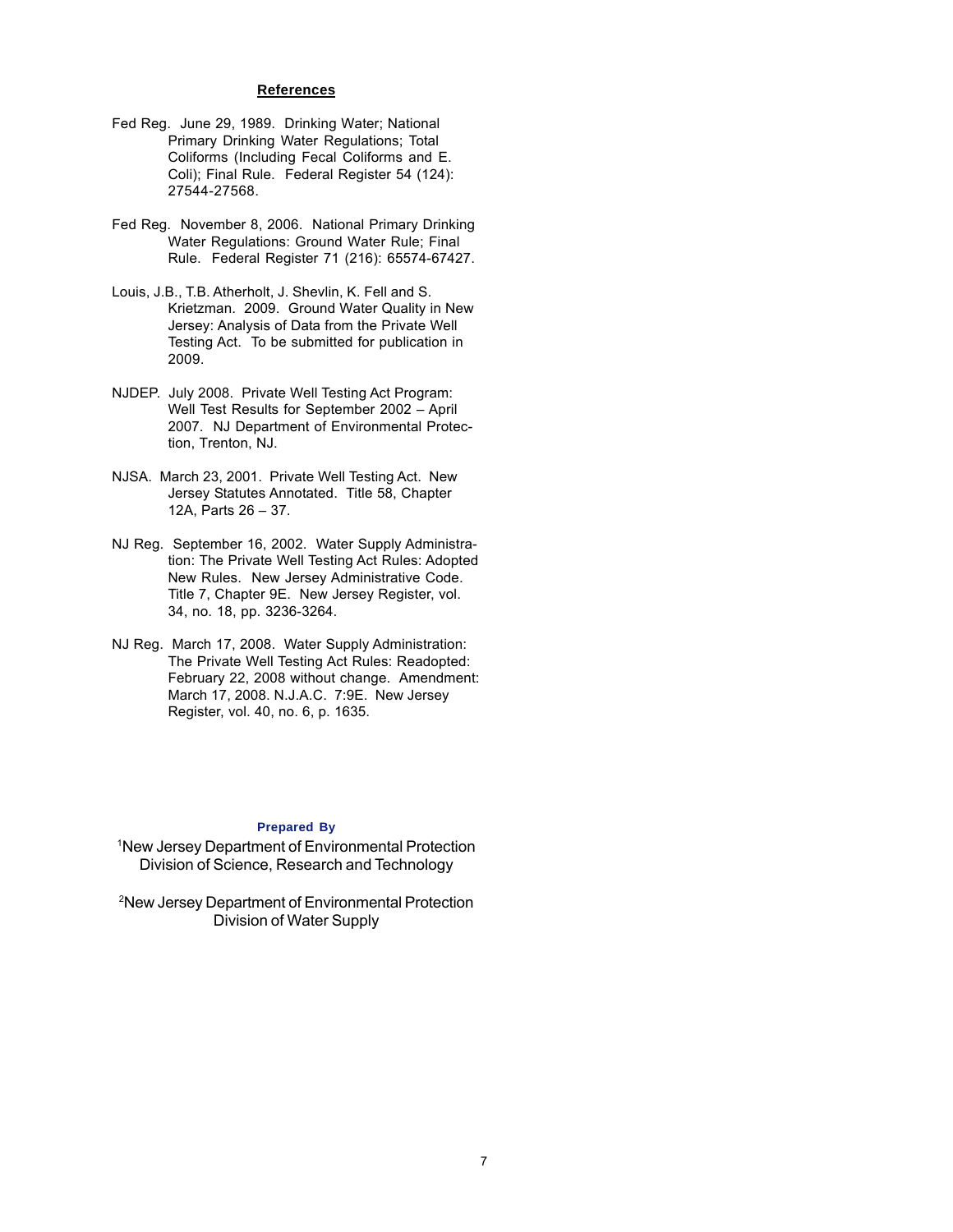## References

Fed Reg. June 29, 1989. Drinking Water; National Primary Drinking Water Regulations; Total Coliforms (Including Fecal Coliforms and E. Coli); Final Rule. Federal Register 54 (124): 27544-27568.

Fed Reg. November 8, 2006. National Primary Drinking Water Regulations: Ground Water Rule; Final Rule. Federal Register 71 (216): 65574-67427.

Louis, J.B., T.B. Atherholt, J. Shevlin, K. Fell and S. Krietzman. 2009. Ground Water Quality in New Jersey: Analysis of Data from the Private Well Testing Act. To be submitted for publication in 2009.

NJDEP. July 2008. Private Well Testing Act Program: Well Test Results for September 2002 – April 2007. NJ Department of Environmental Protection, Trenton, NJ.

NJSA. March 23, 2001. Private Well Testing Act. New Jersey Statutes Annotated. Title 58, Chapter 12A, Parts 26 – 37.

NJ Reg. September 16, 2002. Water Supply Administration: The Private Well Testing Act Rules: Adopted New Rules. New Jersey Administrative Code. Title 7, Chapter 9E. New Jersey Register, vol. 34, no. 18, pp. 3236-3264.

NJ Reg. March 17, 2008. Water Supply Administration: The Private Well Testing Act Rules: Readopted: February 22, 2008 without change. Amendment: March 17, 2008. N.J.A.C. 7:9E. New Jersey Register, vol. 40, no. 6, p. 1635.

**Prepared By**

[1]New Jersey Department of Environmental Protection
Division of Science, Research and Technology

[2]New Jersey Department of Environmental Protection
Division of Water Supply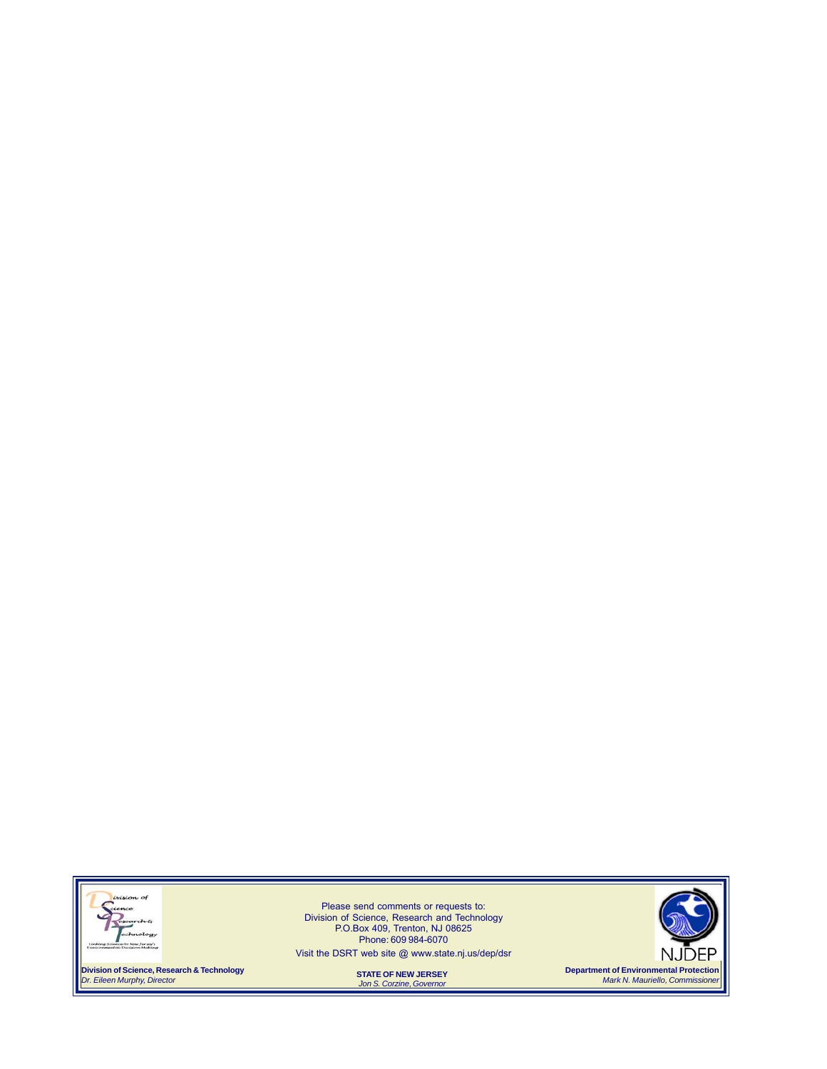Please send comments or requests to:
Division of Science, Research and Technology
P.O.Box 409, Trenton, NJ 08625
Phone: 609 984-6070

Visit the DSRT web site @ www.state.nj.us/dep/dsr

**Division of Science, Research & Technology**
*Dr. Eileen Murphy, Director*

**STATE OF NEW JERSEY**
*Jon S. Corzine, Governor*

**Department of Environmental Protection**
*Mark N. Mauriello, Commissioner*